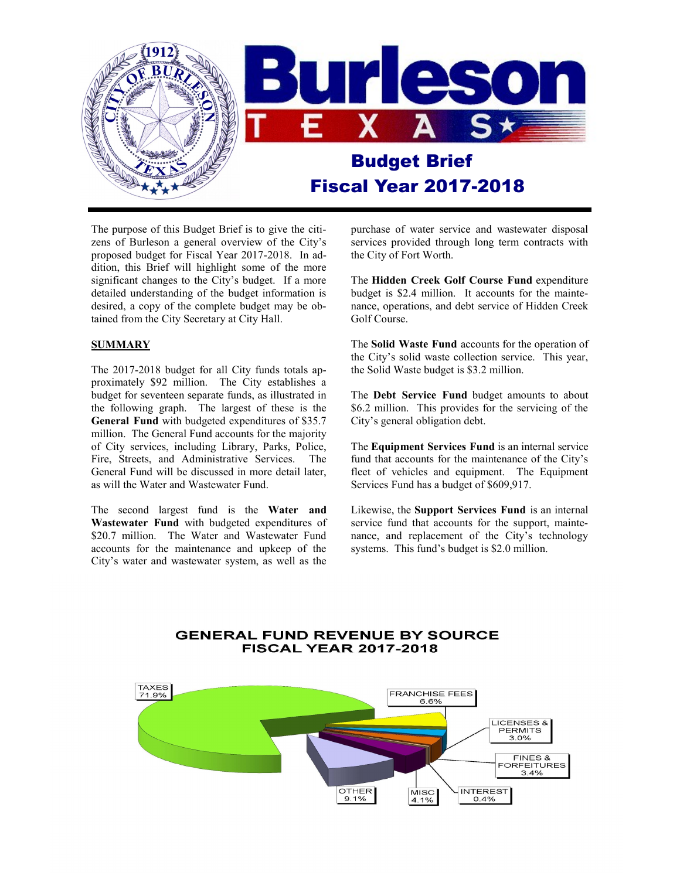# Burleson TEXAS

## Budget Brief
## Fiscal Year 2017-2018

The purpose of this Budget Brief is to give the citizens of Burleson a general overview of the City's proposed budget for Fiscal Year 2017-2018. In addition, this Brief will highlight some of the more significant changes to the City's budget. If a more detailed understanding of the budget information is desired, a copy of the complete budget may be obtained from the City Secretary at City Hall.

### SUMMARY

The 2017-2018 budget for all City funds totals approximately $92 million. The City establishes a budget for seventeen separate funds, as illustrated in the following graph. The largest of these is the **General Fund** with budgeted expenditures of $35.7 million. The General Fund accounts for the majority of City services, including Library, Parks, Police, Fire, Streets, and Administrative Services. The General Fund will be discussed in more detail later, as will the Water and Wastewater Fund.

The second largest fund is the **Water and Wastewater Fund** with budgeted expenditures of $20.7 million. The Water and Wastewater Fund accounts for the maintenance and upkeep of the City's water and wastewater system, as well as the purchase of water service and wastewater disposal services provided through long term contracts with the City of Fort Worth.

The **Hidden Creek Golf Course Fund** expenditure budget is $2.4 million. It accounts for the maintenance, operations, and debt service of Hidden Creek Golf Course.

The **Solid Waste Fund** accounts for the operation of the City's solid waste collection service. This year, the Solid Waste budget is $3.2 million.

The **Debt Service Fund** budget amounts to about $6.2 million. This provides for the servicing of the City's general obligation debt.

The **Equipment Services Fund** is an internal service fund that accounts for the maintenance of the City's fleet of vehicles and equipment. The Equipment Services Fund has a budget of $609,917.

Likewise, the **Support Services Fund** is an internal service fund that accounts for the support, maintenance, and replacement of the City's technology systems. This fund's budget is $2.0 million.

**GENERAL FUND REVENUE BY SOURCE**
**FISCAL YEAR 2017-2018**

| Source | Percent |
|---|---|
| TAXES | 71.9% |
| FRANCHISE FEES | 6.6% |
| LICENSES & PERMITS | 3.0% |
| FINES & FORFEITURES | 3.4% |
| INTEREST | 0.4% |
| MISC | 4.1% |
| OTHER | 9.1% |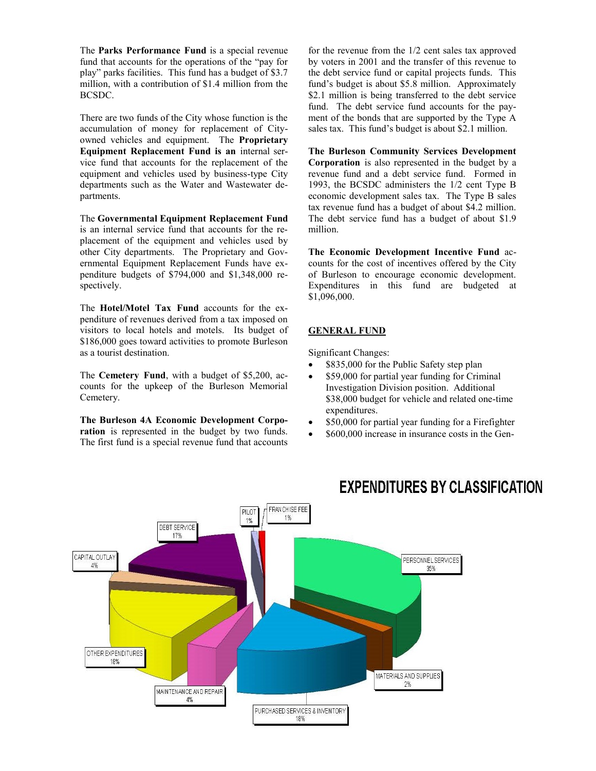The **Parks Performance Fund** is a special revenue fund that accounts for the operations of the "pay for play" parks facilities. This fund has a budget of $3.7 million, with a contribution of $1.4 million from the BCSDC.

There are two funds of the City whose function is the accumulation of money for replacement of City-owned vehicles and equipment. The **Proprietary Equipment Replacement Fund is an** internal service fund that accounts for the replacement of the equipment and vehicles used by business-type City departments such as the Water and Wastewater departments.

The **Governmental Equipment Replacement Fund** is an internal service fund that accounts for the replacement of the equipment and vehicles used by other City departments. The Proprietary and Governmental Equipment Replacement Funds have expenditure budgets of $794,000 and $1,348,000 respectively.

The **Hotel/Motel Tax Fund** accounts for the expenditure of revenues derived from a tax imposed on visitors to local hotels and motels. Its budget of $186,000 goes toward activities to promote Burleson as a tourist destination.

The **Cemetery Fund**, with a budget of $5,200, accounts for the upkeep of the Burleson Memorial Cemetery.

**The Burleson 4A Economic Development Corporation** is represented in the budget by two funds. The first fund is a special revenue fund that accounts for the revenue from the 1/2 cent sales tax approved by voters in 2001 and the transfer of this revenue to the debt service fund or capital projects funds. This fund's budget is about $5.8 million. Approximately $2.1 million is being transferred to the debt service fund. The debt service fund accounts for the payment of the bonds that are supported by the Type A sales tax. This fund's budget is about $2.1 million.

**The Burleson Community Services Development Corporation** is also represented in the budget by a revenue fund and a debt service fund. Formed in 1993, the BCSDC administers the 1/2 cent Type B economic development sales tax. The Type B sales tax revenue fund has a budget of about $4.2 million. The debt service fund has a budget of about $1.9 million.

**The Economic Development Incentive Fund** accounts for the cost of incentives offered by the City of Burleson to encourage economic development. Expenditures in this fund are budgeted at $1,096,000.

**GENERAL FUND**

Significant Changes:

- $835,000 for the Public Safety step plan
- $59,000 for partial year funding for Criminal Investigation Division position. Additional $38,000 budget for vehicle and related one-time expenditures.
- $50,000 for partial year funding for a Firefighter
- $600,000 increase in insurance costs in the Gen-

## EXPENDITURES BY CLASSIFICATION

| Classification | Percent |
|---|---|
| PERSONNEL SERVICES | 35% |
| MATERIALS AND SUPPLIES | 2% |
| PURCHASED SERVICES & INVENTORY | 18% |
| MAINTENANCE AND REPAIR | 4% |
| OTHER EXPENDITURES | 18% |
| CAPITAL OUTLAY | 4% |
| DEBT SERVICE | 17% |
| PILOT | 1% |
| FRANCHISE FEE | 1% |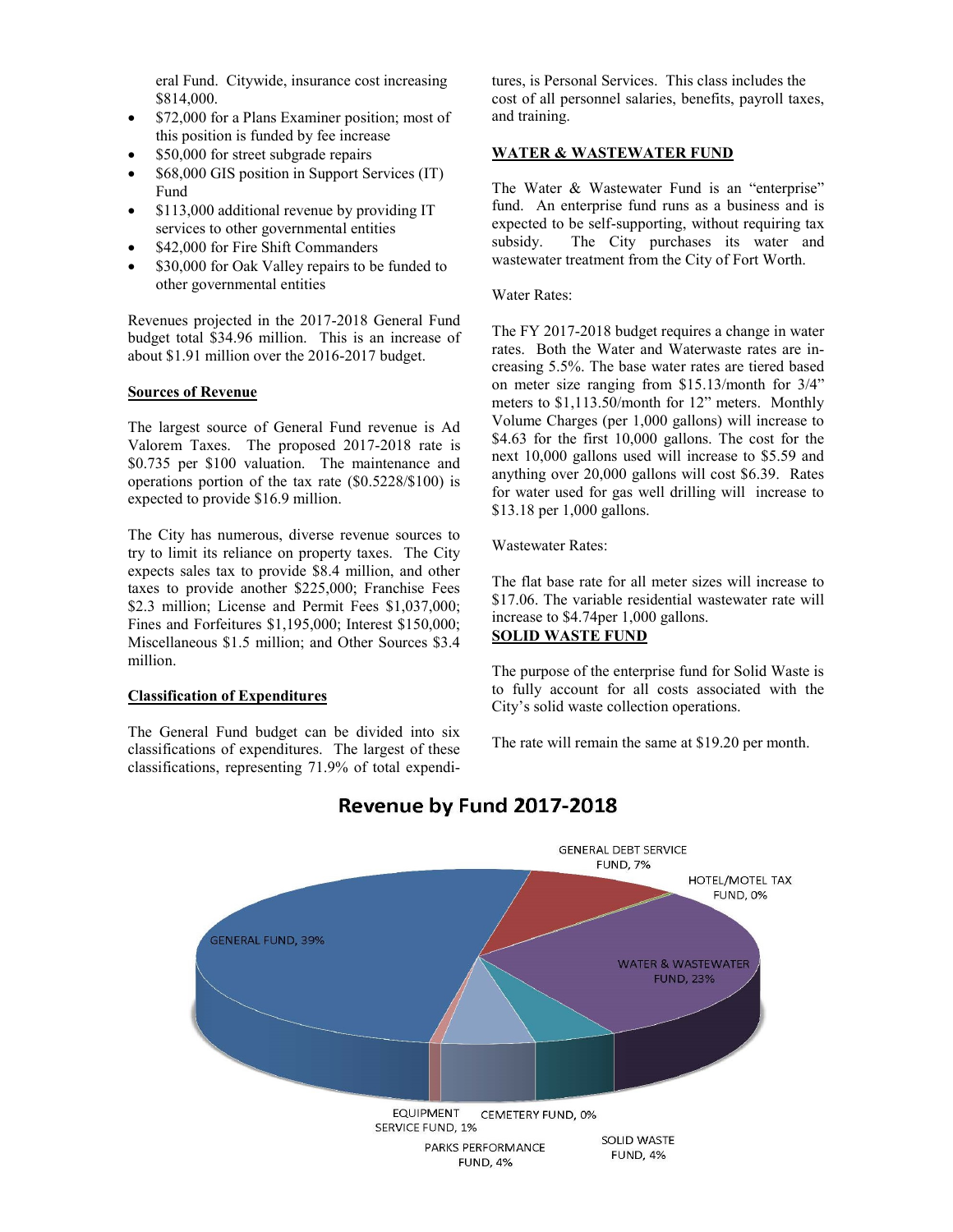eral Fund. Citywide, insurance cost increasing $814,000.

- $72,000 for a Plans Examiner position; most of this position is funded by fee increase
- $50,000 for street subgrade repairs
- $68,000 GIS position in Support Services (IT) Fund
- $113,000 additional revenue by providing IT services to other governmental entities
- $42,000 for Fire Shift Commanders
- $30,000 for Oak Valley repairs to be funded to other governmental entities

Revenues projected in the 2017-2018 General Fund budget total $34.96 million. This is an increase of about $1.91 million over the 2016-2017 budget.

**Sources of Revenue**

The largest source of General Fund revenue is Ad Valorem Taxes. The proposed 2017-2018 rate is $0.735 per $100 valuation. The maintenance and operations portion of the tax rate ($0.5228/$100) is expected to provide $16.9 million.

The City has numerous, diverse revenue sources to try to limit its reliance on property taxes. The City expects sales tax to provide $8.4 million, and other taxes to provide another $225,000; Franchise Fees $2.3 million; License and Permit Fees $1,037,000; Fines and Forfeitures $1,195,000; Interest $150,000; Miscellaneous $1.5 million; and Other Sources $3.4 million.

**Classification of Expenditures**

The General Fund budget can be divided into six classifications of expenditures. The largest of these classifications, representing 71.9% of total expenditures, is Personal Services. This class includes the cost of all personnel salaries, benefits, payroll taxes, and training.

**WATER & WASTEWATER FUND**

The Water & Wastewater Fund is an "enterprise" fund. An enterprise fund runs as a business and is expected to be self-supporting, without requiring tax subsidy. The City purchases its water and wastewater treatment from the City of Fort Worth.

Water Rates:

The FY 2017-2018 budget requires a change in water rates. Both the Water and Waterwaste rates are increasing 5.5%. The base water rates are tiered based on meter size ranging from $15.13/month for 3/4" meters to $1,113.50/month for 12" meters. Monthly Volume Charges (per 1,000 gallons) will increase to $4.63 for the first 10,000 gallons. The cost for the next 10,000 gallons used will increase to $5.59 and anything over 20,000 gallons will cost $6.39. Rates for water used for gas well drilling will increase to $13.18 per 1,000 gallons.

Wastewater Rates:

The flat base rate for all meter sizes will increase to $17.06. The variable residential wastewater rate will increase to $4.74per 1,000 gallons.

**SOLID WASTE FUND**

The purpose of the enterprise fund for Solid Waste is to fully account for all costs associated with the City's solid waste collection operations.

The rate will remain the same at $19.20 per month.

**Revenue by Fund 2017-2018**

GENERAL FUND, 39%
GENERAL DEBT SERVICE FUND, 7%
HOTEL/MOTEL TAX FUND, 0%
WATER & WASTEWATER FUND, 23%
SOLID WASTE FUND, 4%
PARKS PERFORMANCE FUND, 4%
CEMETERY FUND, 0%
EQUIPMENT SERVICE FUND, 1%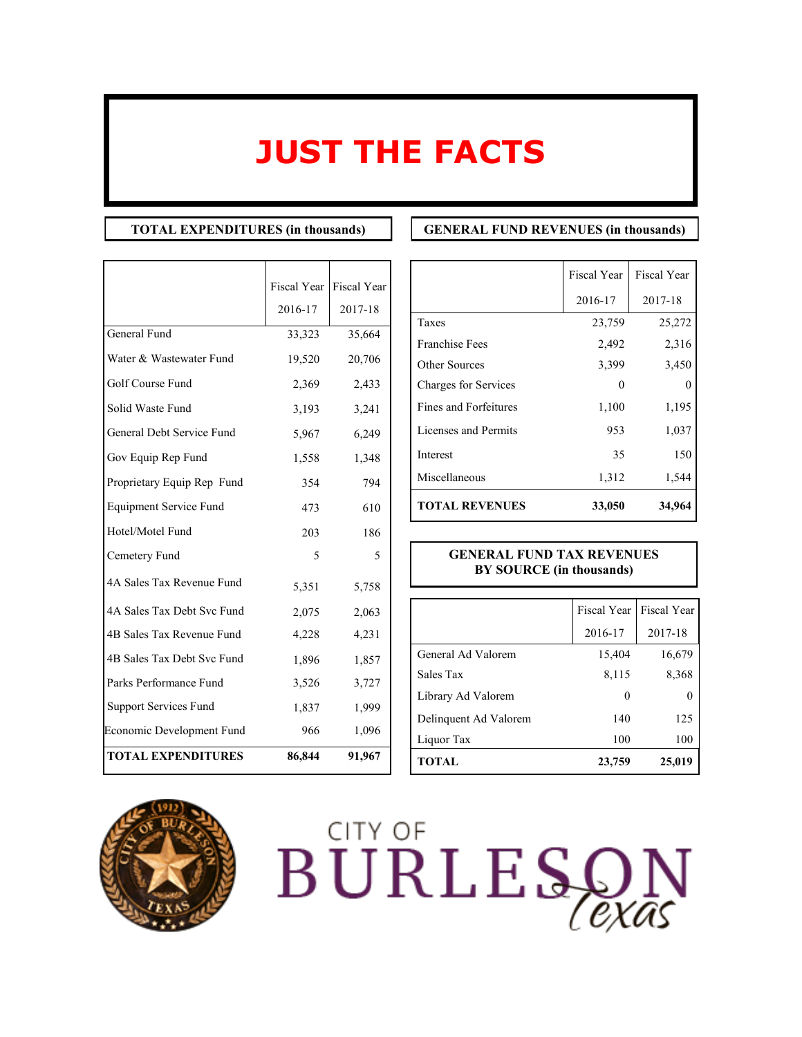# JUST THE FACTS

## TOTAL EXPENDITURES (in thousands)

| | Fiscal Year 2016-17 | Fiscal Year 2017-18 |
|---|---|---|
| General Fund | 33,323 | 35,664 |
| Water & Wastewater Fund | 19,520 | 20,706 |
| Golf Course Fund | 2,369 | 2,433 |
| Solid Waste Fund | 3,193 | 3,241 |
| General Debt Service Fund | 5,967 | 6,249 |
| Gov Equip Rep Fund | 1,558 | 1,348 |
| Proprietary Equip Rep Fund | 354 | 794 |
| Equipment Service Fund | 473 | 610 |
| Hotel/Motel Fund | 203 | 186 |
| Cemetery Fund | 5 | 5 |
| 4A Sales Tax Revenue Fund | 5,351 | 5,758 |
| 4A Sales Tax Debt Svc Fund | 2,075 | 2,063 |
| 4B Sales Tax Revenue Fund | 4,228 | 4,231 |
| 4B Sales Tax Debt Svc Fund | 1,896 | 1,857 |
| Parks Performance Fund | 3,526 | 3,727 |
| Support Services Fund | 1,837 | 1,999 |
| Economic Development Fund | 966 | 1,096 |
| **TOTAL EXPENDITURES** | **86,844** | **91,967** |

## GENERAL FUND REVENUES (in thousands)

| | Fiscal Year 2016-17 | Fiscal Year 2017-18 |
|---|---|---|
| Taxes | 23,759 | 25,272 |
| Franchise Fees | 2,492 | 2,316 |
| Other Sources | 3,399 | 3,450 |
| Charges for Services | 0 | 0 |
| Fines and Forfeitures | 1,100 | 1,195 |
| Licenses and Permits | 953 | 1,037 |
| Interest | 35 | 150 |
| Miscellaneous | 1,312 | 1,544 |
| **TOTAL REVENUES** | **33,050** | **34,964** |

## GENERAL FUND TAX REVENUES BY SOURCE (in thousands)

| | Fiscal Year 2016-17 | Fiscal Year 2017-18 |
|---|---|---|
| General Ad Valorem | 15,404 | 16,679 |
| Sales Tax | 8,115 | 8,368 |
| Library Ad Valorem | 0 | 0 |
| Delinquent Ad Valorem | 140 | 125 |
| Liquor Tax | 100 | 100 |
| **TOTAL** | **23,759** | **25,019** |

CITY OF BURLESON Texas